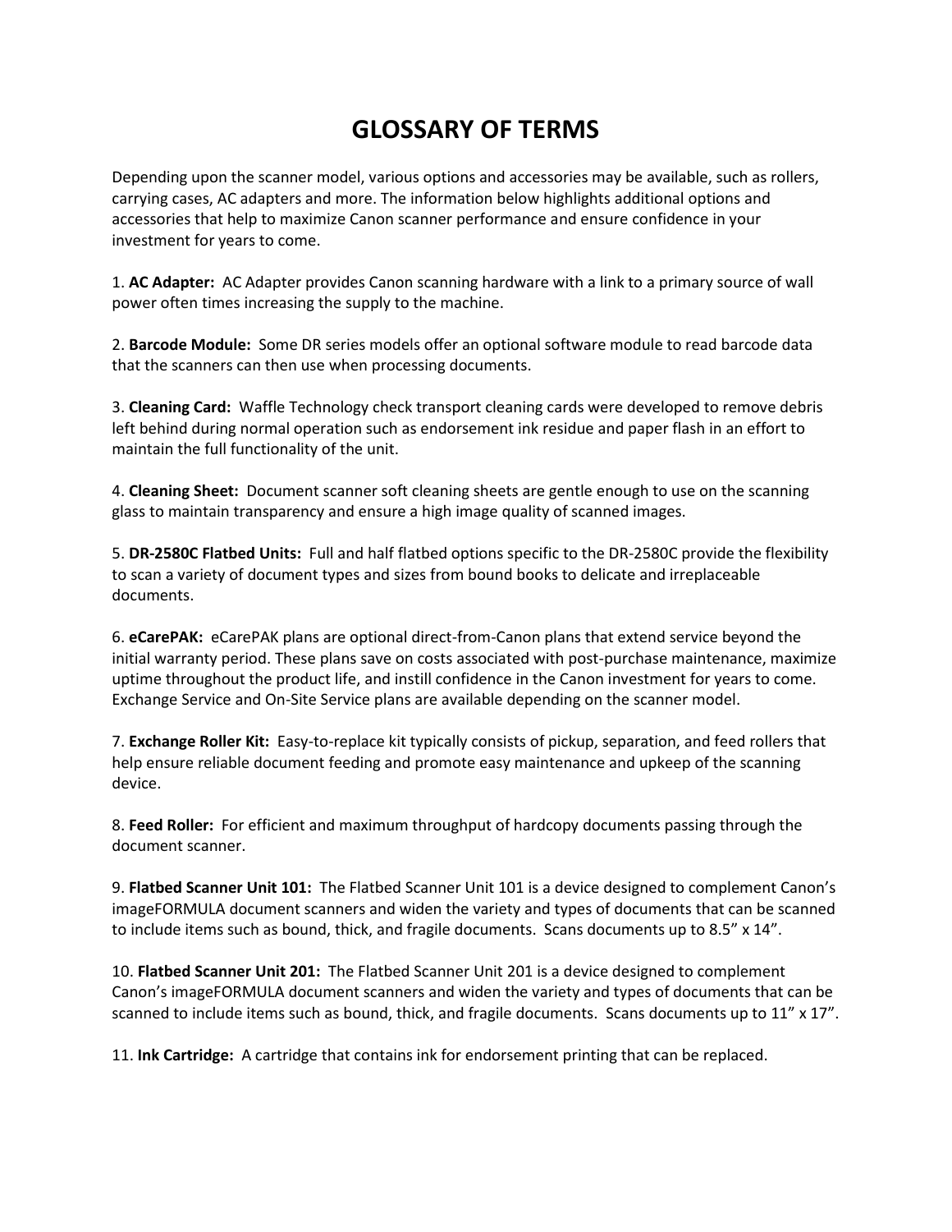# GLOSSARY OF TERMS

Depending upon the scanner model, various options and accessories may be available, such as rollers, carrying cases, AC adapters and more. The information below highlights additional options and accessories that help to maximize Canon scanner performance and ensure confidence in your investment for years to come.

1. **AC Adapter:** AC Adapter provides Canon scanning hardware with a link to a primary source of wall power often times increasing the supply to the machine.

2. **Barcode Module:** Some DR series models offer an optional software module to read barcode data that the scanners can then use when processing documents.

3. **Cleaning Card:** Waffle Technology check transport cleaning cards were developed to remove debris left behind during normal operation such as endorsement ink residue and paper flash in an effort to maintain the full functionality of the unit.

4. **Cleaning Sheet:** Document scanner soft cleaning sheets are gentle enough to use on the scanning glass to maintain transparency and ensure a high image quality of scanned images.

5. **DR-2580C Flatbed Units:** Full and half flatbed options specific to the DR-2580C provide the flexibility to scan a variety of document types and sizes from bound books to delicate and irreplaceable documents.

6. **eCarePAK:** eCarePAK plans are optional direct-from-Canon plans that extend service beyond the initial warranty period. These plans save on costs associated with post-purchase maintenance, maximize uptime throughout the product life, and instill confidence in the Canon investment for years to come. Exchange Service and On-Site Service plans are available depending on the scanner model.

7. **Exchange Roller Kit:** Easy-to-replace kit typically consists of pickup, separation, and feed rollers that help ensure reliable document feeding and promote easy maintenance and upkeep of the scanning device.

8. **Feed Roller:** For efficient and maximum throughput of hardcopy documents passing through the document scanner.

9. **Flatbed Scanner Unit 101:** The Flatbed Scanner Unit 101 is a device designed to complement Canon's imageFORMULA document scanners and widen the variety and types of documents that can be scanned to include items such as bound, thick, and fragile documents. Scans documents up to 8.5" x 14".

10. **Flatbed Scanner Unit 201:** The Flatbed Scanner Unit 201 is a device designed to complement Canon's imageFORMULA document scanners and widen the variety and types of documents that can be scanned to include items such as bound, thick, and fragile documents. Scans documents up to 11" x 17".

11. **Ink Cartridge:** A cartridge that contains ink for endorsement printing that can be replaced.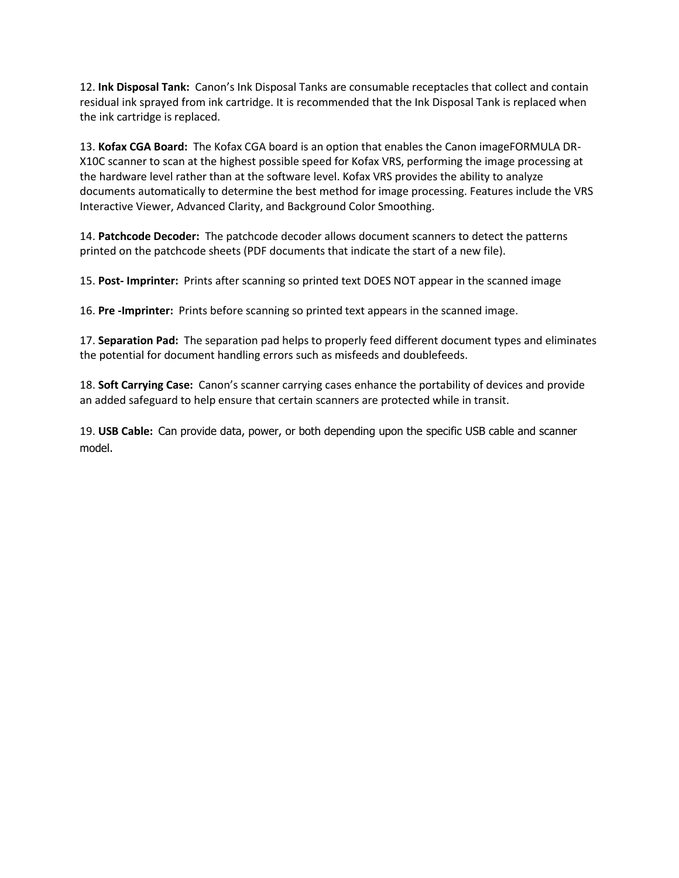12. **Ink Disposal Tank:** Canon's Ink Disposal Tanks are consumable receptacles that collect and contain residual ink sprayed from ink cartridge. It is recommended that the Ink Disposal Tank is replaced when the ink cartridge is replaced.

13. **Kofax CGA Board:** The Kofax CGA board is an option that enables the Canon imageFORMULA DR-X10C scanner to scan at the highest possible speed for Kofax VRS, performing the image processing at the hardware level rather than at the software level. Kofax VRS provides the ability to analyze documents automatically to determine the best method for image processing. Features include the VRS Interactive Viewer, Advanced Clarity, and Background Color Smoothing.

14. **Patchcode Decoder:** The patchcode decoder allows document scanners to detect the patterns printed on the patchcode sheets (PDF documents that indicate the start of a new file).

15. **Post- Imprinter:** Prints after scanning so printed text DOES NOT appear in the scanned image

16. **Pre -Imprinter:** Prints before scanning so printed text appears in the scanned image.

17. **Separation Pad:** The separation pad helps to properly feed different document types and eliminates the potential for document handling errors such as misfeeds and doublefeeds.

18. **Soft Carrying Case:** Canon's scanner carrying cases enhance the portability of devices and provide an added safeguard to help ensure that certain scanners are protected while in transit.

19. **USB Cable:** Can provide data, power, or both depending upon the specific USB cable and scanner model.